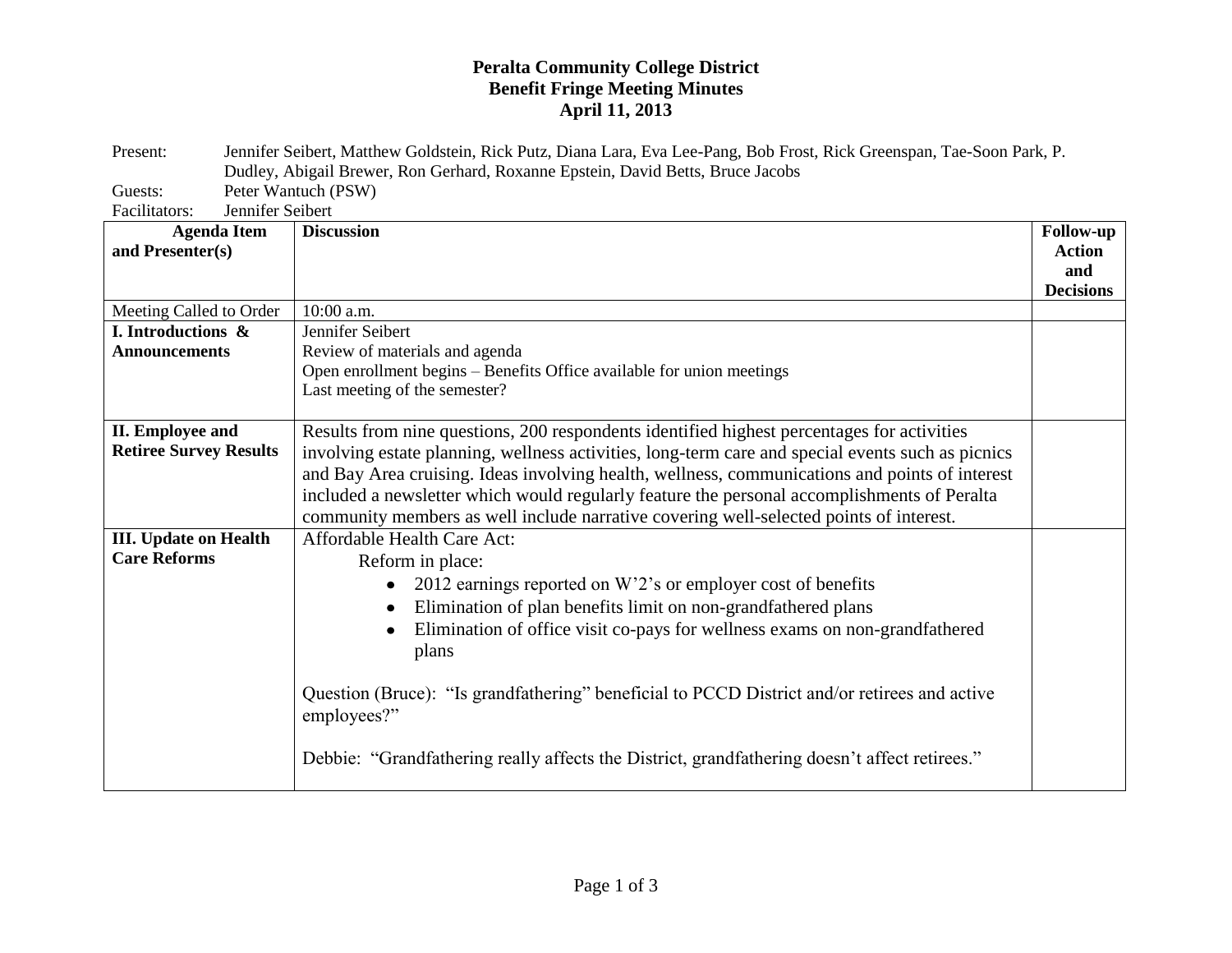# Peralta Community College District
## Benefit Fringe Meeting Minutes
### April 11, 2013

Present: Jennifer Seibert, Matthew Goldstein, Rick Putz, Diana Lara, Eva Lee-Pang, Bob Frost, Rick Greenspan, Tae-Soon Park, P. Dudley, Abigail Brewer, Ron Gerhard, Roxanne Epstein, David Betts, Bruce Jacobs

Guests: Peter Wantuch (PSW)

Facilitators: Jennifer Seibert

| Agenda Item and Presenter(s) | Discussion | Follow-up Action and Decisions |
|---|---|---|
| Meeting Called to Order | 10:00 a.m. | |
| **I. Introductions & Announcements** | Jennifer Seibert<br>Review of materials and agenda<br>Open enrollment begins – Benefits Office available for union meetings<br>Last meeting of the semester? | |
| **II. Employee and Retiree Survey Results** | Results from nine questions, 200 respondents identified highest percentages for activities involving estate planning, wellness activities, long-term care and special events such as picnics and Bay Area cruising. Ideas involving health, wellness, communications and points of interest included a newsletter which would regularly feature the personal accomplishments of Peralta community members as well include narrative covering well-selected points of interest. | |
| **III. Update on Health Care Reforms** | Affordable Health Care Act:<br>Reform in place:<br>• 2012 earnings reported on W'2's or employer cost of benefits<br>• Elimination of plan benefits limit on non-grandfathered plans<br>• Elimination of office visit co-pays for wellness exams on non-grandfathered plans<br><br>Question (Bruce): "Is grandfathering" beneficial to PCCD District and/or retirees and active employees?"<br><br>Debbie: "Grandfathering really affects the District, grandfathering doesn't affect retirees." | |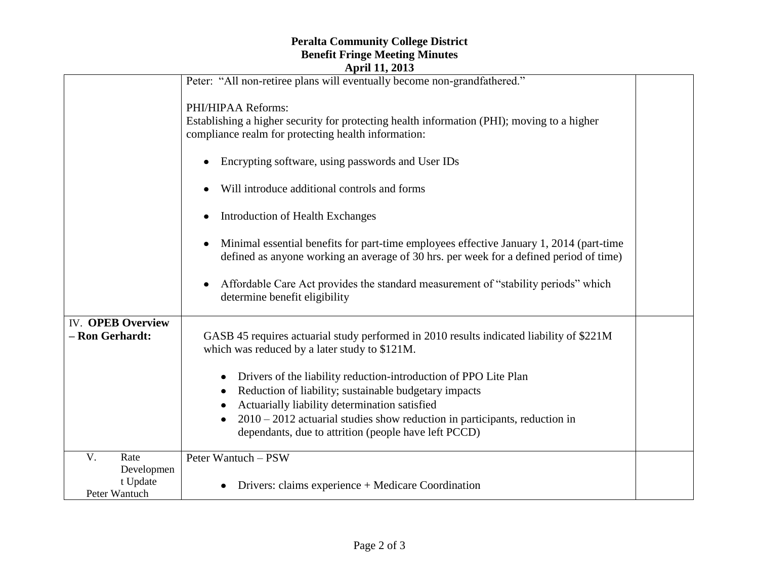**Peralta Community College District**
**Benefit Fringe Meeting Minutes**
**April 11, 2013**

| | | |
|---|---|---|
| | Peter: "All non-retiree plans will eventually become non-grandfathered."<br><br>PHI/HIPAA Reforms:<br>Establishing a higher security for protecting health information (PHI); moving to a higher compliance realm for protecting health information:<br><br>• Encrypting software, using passwords and User IDs<br>• Will introduce additional controls and forms<br>• Introduction of Health Exchanges<br>• Minimal essential benefits for part-time employees effective January 1, 2014 (part-time defined as anyone working an average of 30 hrs. per week for a defined period of time)<br>• Affordable Care Act provides the standard measurement of "stability periods" which determine benefit eligibility | |
| IV. **OPEB Overview – Ron Gerhardt:** | GASB 45 requires actuarial study performed in 2010 results indicated liability of $221M which was reduced by a later study to $121M.<br><br>• Drivers of the liability reduction-introduction of PPO Lite Plan<br>• Reduction of liability; sustainable budgetary impacts<br>• Actuarially liability determination satisfied<br>• 2010 – 2012 actuarial studies show reduction in participants, reduction in dependants, due to attrition (people have left PCCD) | |
| V. Rate Development Update Peter Wantuch | Peter Wantuch – PSW<br><br>• Drivers: claims experience + Medicare Coordination | |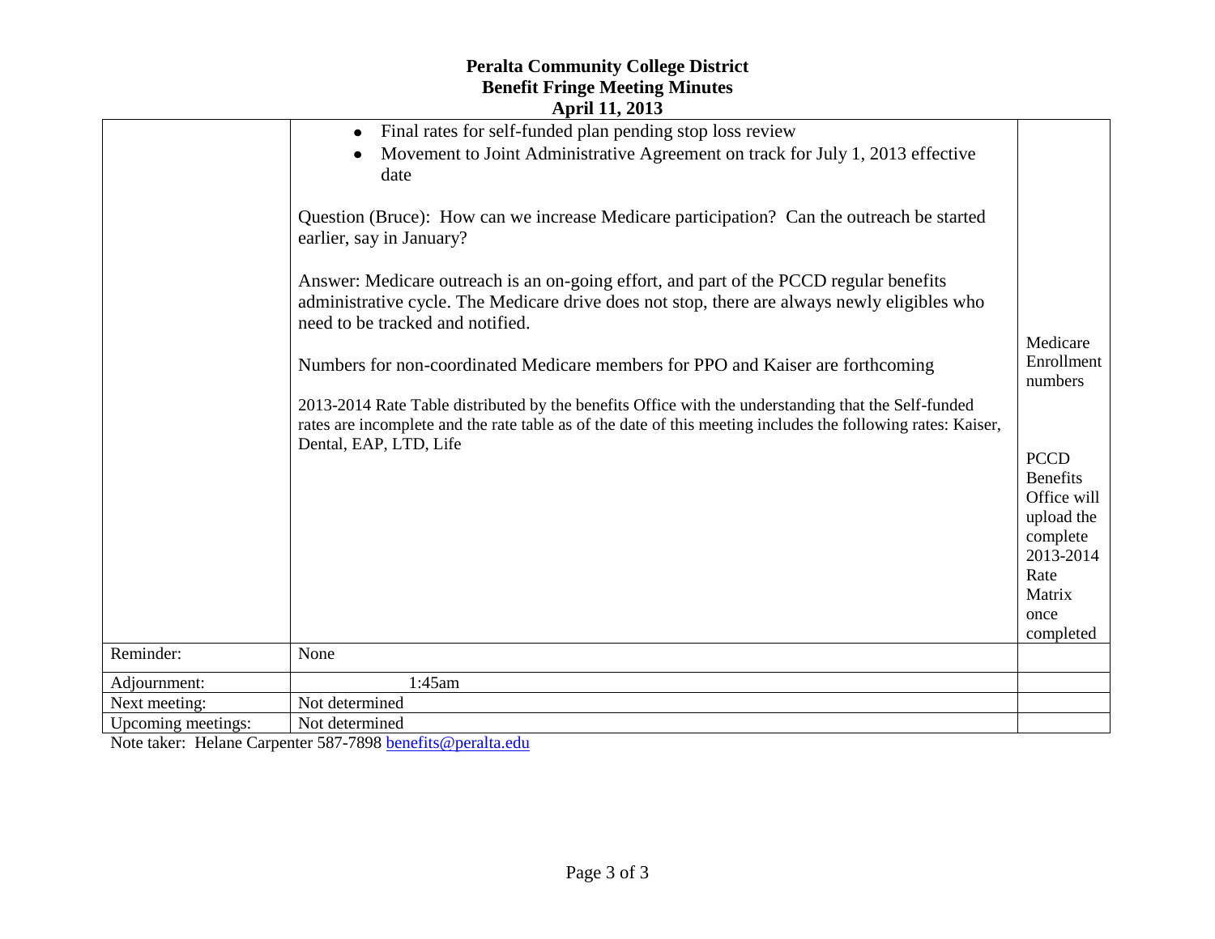# Peralta Community College District
## Benefit Fringe Meeting Minutes
## April 11, 2013

| | | |
|---|---|---|
| | • Final rates for self-funded plan pending stop loss review<br>• Movement to Joint Administrative Agreement on track for July 1, 2013 effective date<br><br>Question (Bruce): How can we increase Medicare participation? Can the outreach be started earlier, say in January?<br><br>Answer: Medicare outreach is an on-going effort, and part of the PCCD regular benefits administrative cycle. The Medicare drive does not stop, there are always newly eligibles who need to be tracked and notified.<br><br>Numbers for non-coordinated Medicare members for PPO and Kaiser are forthcoming<br><br>2013-2014 Rate Table distributed by the benefits Office with the understanding that the Self-funded rates are incomplete and the rate table as of the date of this meeting includes the following rates: Kaiser, Dental, EAP, LTD, Life | Medicare Enrollment numbers<br><br>PCCD Benefits Office will upload the complete 2013-2014 Rate Matrix once completed |
| Reminder: | None | |
| Adjournment: | 1:45am | |
| Next meeting: | Not determined | |
| Upcoming meetings: | Not determined | |

Note taker: Helane Carpenter 587-7898 benefits@peralta.edu